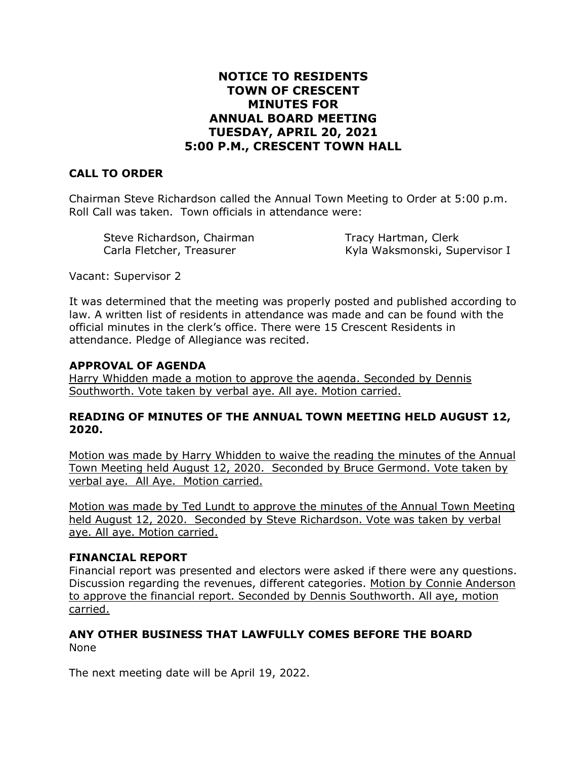# NOTICE TO RESIDENTS
# TOWN OF CRESCENT
# MINUTES FOR
# ANNUAL BOARD MEETING
# TUESDAY, APRIL 20, 2021
# 5:00 P.M., CRESCENT TOWN HALL

## CALL TO ORDER

Chairman Steve Richardson called the Annual Town Meeting to Order at 5:00 p.m. Roll Call was taken. Town officials in attendance were:

| | |
|---|---|
| Steve Richardson, Chairman | Tracy Hartman, Clerk |
| Carla Fletcher, Treasurer | Kyla Waksmonski, Supervisor I |

Vacant: Supervisor 2

It was determined that the meeting was properly posted and published according to law. A written list of residents in attendance was made and can be found with the official minutes in the clerk's office. There were 15 Crescent Residents in attendance. Pledge of Allegiance was recited.

## APPROVAL OF AGENDA

Harry Whidden made a motion to approve the agenda. Seconded by Dennis Southworth. Vote taken by verbal aye. All aye. Motion carried.

## READING OF MINUTES OF THE ANNUAL TOWN MEETING HELD AUGUST 12, 2020.

Motion was made by Harry Whidden to waive the reading the minutes of the Annual Town Meeting held August 12, 2020. Seconded by Bruce Germond. Vote taken by verbal aye. All Aye. Motion carried.

Motion was made by Ted Lundt to approve the minutes of the Annual Town Meeting held August 12, 2020. Seconded by Steve Richardson. Vote was taken by verbal aye. All aye. Motion carried.

## FINANCIAL REPORT

Financial report was presented and electors were asked if there were any questions. Discussion regarding the revenues, different categories. Motion by Connie Anderson to approve the financial report. Seconded by Dennis Southworth. All aye, motion carried.

## ANY OTHER BUSINESS THAT LAWFULLY COMES BEFORE THE BOARD

None

The next meeting date will be April 19, 2022.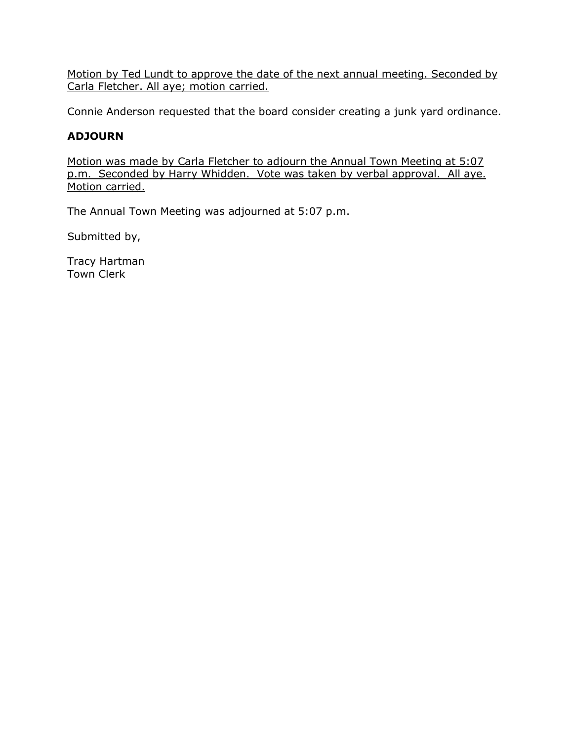<u>Motion by Ted Lundt to approve the date of the next annual meeting. Seconded by Carla Fletcher. All aye; motion carried.</u>

Connie Anderson requested that the board consider creating a junk yard ordinance.

**ADJOURN**

<u>Motion was made by Carla Fletcher to adjourn the Annual Town Meeting at 5:07 p.m. Seconded by Harry Whidden. Vote was taken by verbal approval. All aye. Motion carried.</u>

The Annual Town Meeting was adjourned at 5:07 p.m.

Submitted by,

Tracy Hartman
Town Clerk